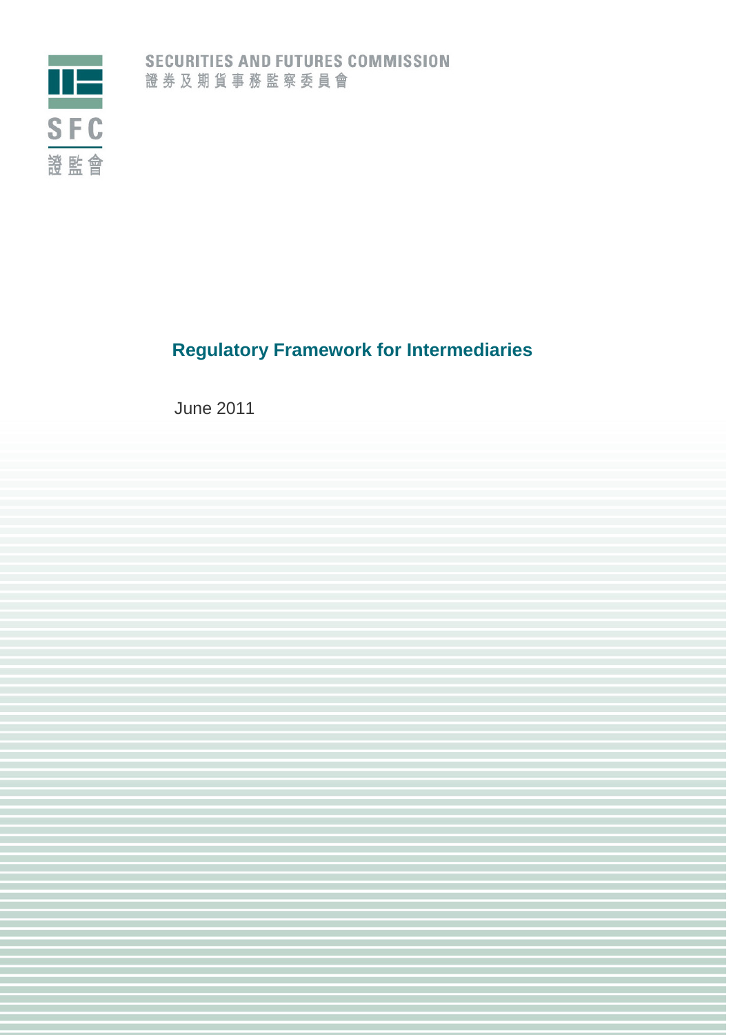SECURITIES AND FUTURES COMMISSION
證券及期貨事務監察委員會

SFC
證監會

# Regulatory Framework for Intermediaries

June 2011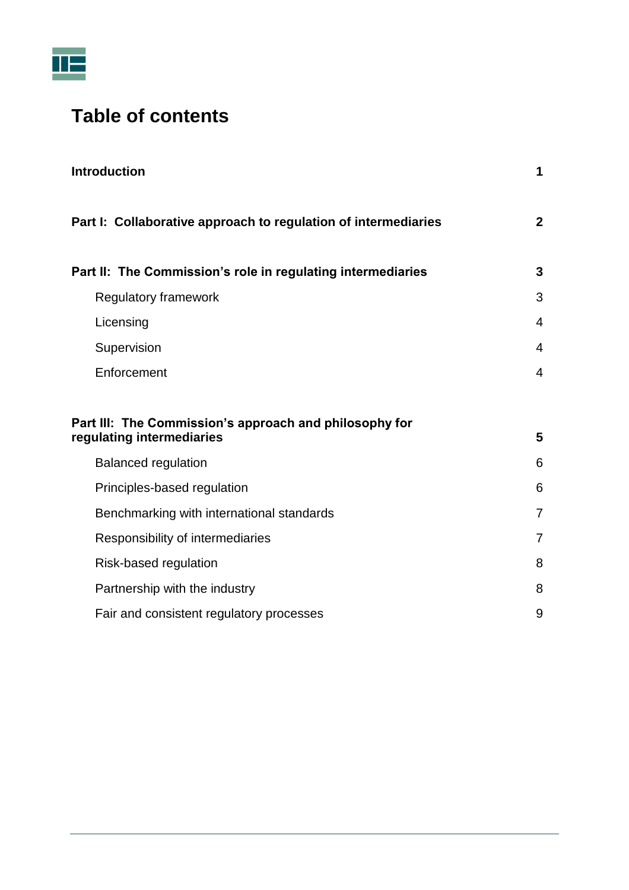# Table of contents

| | |
|---|---|
| **Introduction** | **1** |
| **Part I: Collaborative approach to regulation of intermediaries** | **2** |
| **Part II: The Commission's role in regulating intermediaries** | **3** |
| Regulatory framework | 3 |
| Licensing | 4 |
| Supervision | 4 |
| Enforcement | 4 |
| **Part III: The Commission's approach and philosophy for regulating intermediaries** | **5** |
| Balanced regulation | 6 |
| Principles-based regulation | 6 |
| Benchmarking with international standards | 7 |
| Responsibility of intermediaries | 7 |
| Risk-based regulation | 8 |
| Partnership with the industry | 8 |
| Fair and consistent regulatory processes | 9 |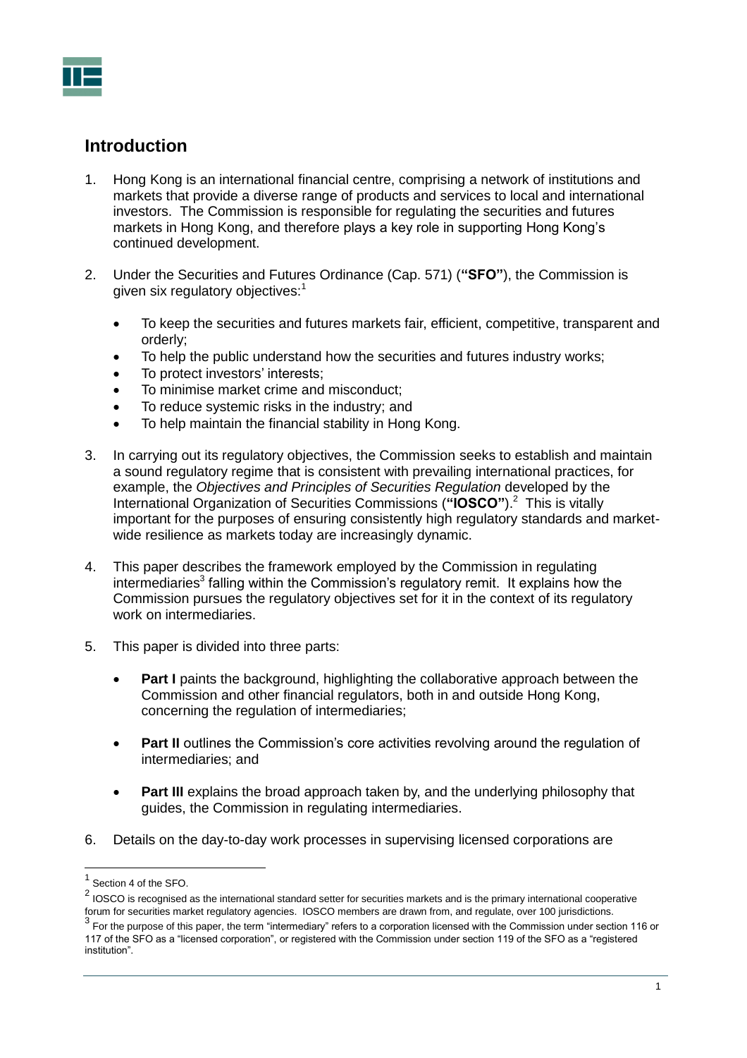## Introduction

1. Hong Kong is an international financial centre, comprising a network of institutions and markets that provide a diverse range of products and services to local and international investors. The Commission is responsible for regulating the securities and futures markets in Hong Kong, and therefore plays a key role in supporting Hong Kong's continued development.

2. Under the Securities and Futures Ordinance (Cap. 571) (**"SFO"**), the Commission is given six regulatory objectives:[1]

   - To keep the securities and futures markets fair, efficient, competitive, transparent and orderly;
   - To help the public understand how the securities and futures industry works;
   - To protect investors' interests;
   - To minimise market crime and misconduct;
   - To reduce systemic risks in the industry; and
   - To help maintain the financial stability in Hong Kong.

3. In carrying out its regulatory objectives, the Commission seeks to establish and maintain a sound regulatory regime that is consistent with prevailing international practices, for example, the *Objectives and Principles of Securities Regulation* developed by the International Organization of Securities Commissions (**"IOSCO"**).[2] This is vitally important for the purposes of ensuring consistently high regulatory standards and market-wide resilience as markets today are increasingly dynamic.

4. This paper describes the framework employed by the Commission in regulating intermediaries[3] falling within the Commission's regulatory remit. It explains how the Commission pursues the regulatory objectives set for it in the context of its regulatory work on intermediaries.

5. This paper is divided into three parts:

   - **Part I** paints the background, highlighting the collaborative approach between the Commission and other financial regulators, both in and outside Hong Kong, concerning the regulation of intermediaries;

   - **Part II** outlines the Commission's core activities revolving around the regulation of intermediaries; and

   - **Part III** explains the broad approach taken by, and the underlying philosophy that guides, the Commission in regulating intermediaries.

6. Details on the day-to-day work processes in supervising licensed corporations are

---

[1] Section 4 of the SFO.

[2] IOSCO is recognised as the international standard setter for securities markets and is the primary international cooperative forum for securities market regulatory agencies. IOSCO members are drawn from, and regulate, over 100 jurisdictions.

[3] For the purpose of this paper, the term "intermediary" refers to a corporation licensed with the Commission under section 116 or 117 of the SFO as a "licensed corporation", or registered with the Commission under section 119 of the SFO as a "registered institution".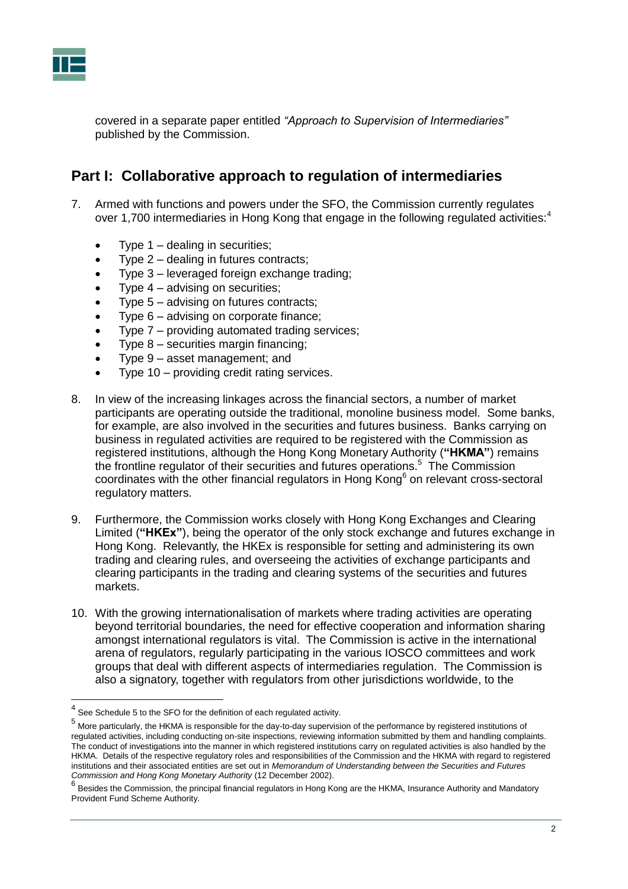covered in a separate paper entitled *"Approach to Supervision of Intermediaries"* published by the Commission.

## Part I: Collaborative approach to regulation of intermediaries

7. Armed with functions and powers under the SFO, the Commission currently regulates over 1,700 intermediaries in Hong Kong that engage in the following regulated activities:[4]

   - Type 1 – dealing in securities;
   - Type 2 – dealing in futures contracts;
   - Type 3 – leveraged foreign exchange trading;
   - Type 4 – advising on securities;
   - Type 5 – advising on futures contracts;
   - Type 6 – advising on corporate finance;
   - Type 7 – providing automated trading services;
   - Type 8 – securities margin financing;
   - Type 9 – asset management; and
   - Type 10 – providing credit rating services.

8. In view of the increasing linkages across the financial sectors, a number of market participants are operating outside the traditional, monoline business model. Some banks, for example, are also involved in the securities and futures business. Banks carrying on business in regulated activities are required to be registered with the Commission as registered institutions, although the Hong Kong Monetary Authority (**"HKMA"**) remains the frontline regulator of their securities and futures operations.[5] The Commission coordinates with the other financial regulators in Hong Kong[6] on relevant cross-sectoral regulatory matters.

9. Furthermore, the Commission works closely with Hong Kong Exchanges and Clearing Limited (**"HKEx"**), being the operator of the only stock exchange and futures exchange in Hong Kong. Relevantly, the HKEx is responsible for setting and administering its own trading and clearing rules, and overseeing the activities of exchange participants and clearing participants in the trading and clearing systems of the securities and futures markets.

10. With the growing internationalisation of markets where trading activities are operating beyond territorial boundaries, the need for effective cooperation and information sharing amongst international regulators is vital. The Commission is active in the international arena of regulators, regularly participating in the various IOSCO committees and work groups that deal with different aspects of intermediaries regulation. The Commission is also a signatory, together with regulators from other jurisdictions worldwide, to the

---

[4] See Schedule 5 to the SFO for the definition of each regulated activity.

[5] More particularly, the HKMA is responsible for the day-to-day supervision of the performance by registered institutions of regulated activities, including conducting on-site inspections, reviewing information submitted by them and handling complaints. The conduct of investigations into the manner in which registered institutions carry on regulated activities is also handled by the HKMA. Details of the respective regulatory roles and responsibilities of the Commission and the HKMA with regard to registered institutions and their associated entities are set out in *Memorandum of Understanding between the Securities and Futures Commission and Hong Kong Monetary Authority* (12 December 2002).

[6] Besides the Commission, the principal financial regulators in Hong Kong are the HKMA, Insurance Authority and Mandatory Provident Fund Scheme Authority.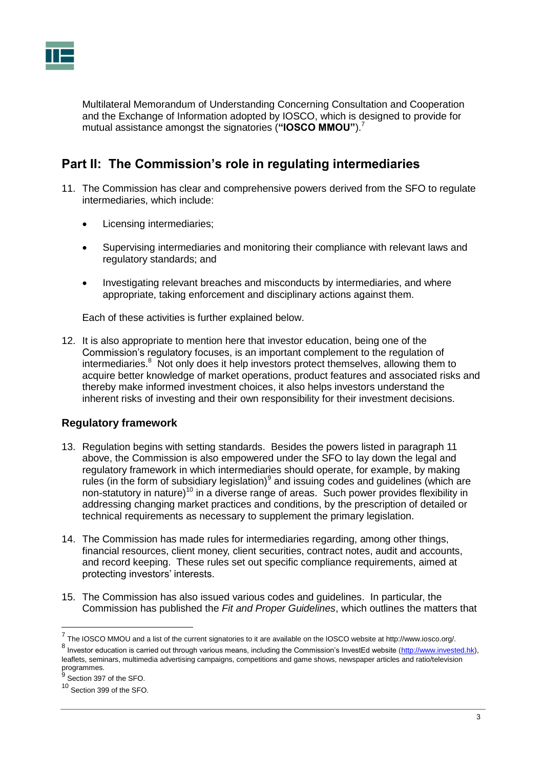Multilateral Memorandum of Understanding Concerning Consultation and Cooperation and the Exchange of Information adopted by IOSCO, which is designed to provide for mutual assistance amongst the signatories (**"IOSCO MMOU"**).[7]

## Part II: The Commission's role in regulating intermediaries

11. The Commission has clear and comprehensive powers derived from the SFO to regulate intermediaries, which include:

    - Licensing intermediaries;
    - Supervising intermediaries and monitoring their compliance with relevant laws and regulatory standards; and
    - Investigating relevant breaches and misconducts by intermediaries, and where appropriate, taking enforcement and disciplinary actions against them.

    Each of these activities is further explained below.

12. It is also appropriate to mention here that investor education, being one of the Commission's regulatory focuses, is an important complement to the regulation of intermediaries.[8] Not only does it help investors protect themselves, allowing them to acquire better knowledge of market operations, product features and associated risks and thereby make informed investment choices, it also helps investors understand the inherent risks of investing and their own responsibility for their investment decisions.

### Regulatory framework

13. Regulation begins with setting standards. Besides the powers listed in paragraph 11 above, the Commission is also empowered under the SFO to lay down the legal and regulatory framework in which intermediaries should operate, for example, by making rules (in the form of subsidiary legislation)[9] and issuing codes and guidelines (which are non-statutory in nature)[10] in a diverse range of areas. Such power provides flexibility in addressing changing market practices and conditions, by the prescription of detailed or technical requirements as necessary to supplement the primary legislation.

14. The Commission has made rules for intermediaries regarding, among other things, financial resources, client money, client securities, contract notes, audit and accounts, and record keeping. These rules set out specific compliance requirements, aimed at protecting investors' interests.

15. The Commission has also issued various codes and guidelines. In particular, the Commission has published the *Fit and Proper Guidelines*, which outlines the matters that

---

[7] The IOSCO MMOU and a list of the current signatories to it are available on the IOSCO website at http://www.iosco.org/.

[8] Investor education is carried out through various means, including the Commission's InvestEd website (http://www.invested.hk), leaflets, seminars, multimedia advertising campaigns, competitions and game shows, newspaper articles and ratio/television programmes.

[9] Section 397 of the SFO.

[10] Section 399 of the SFO.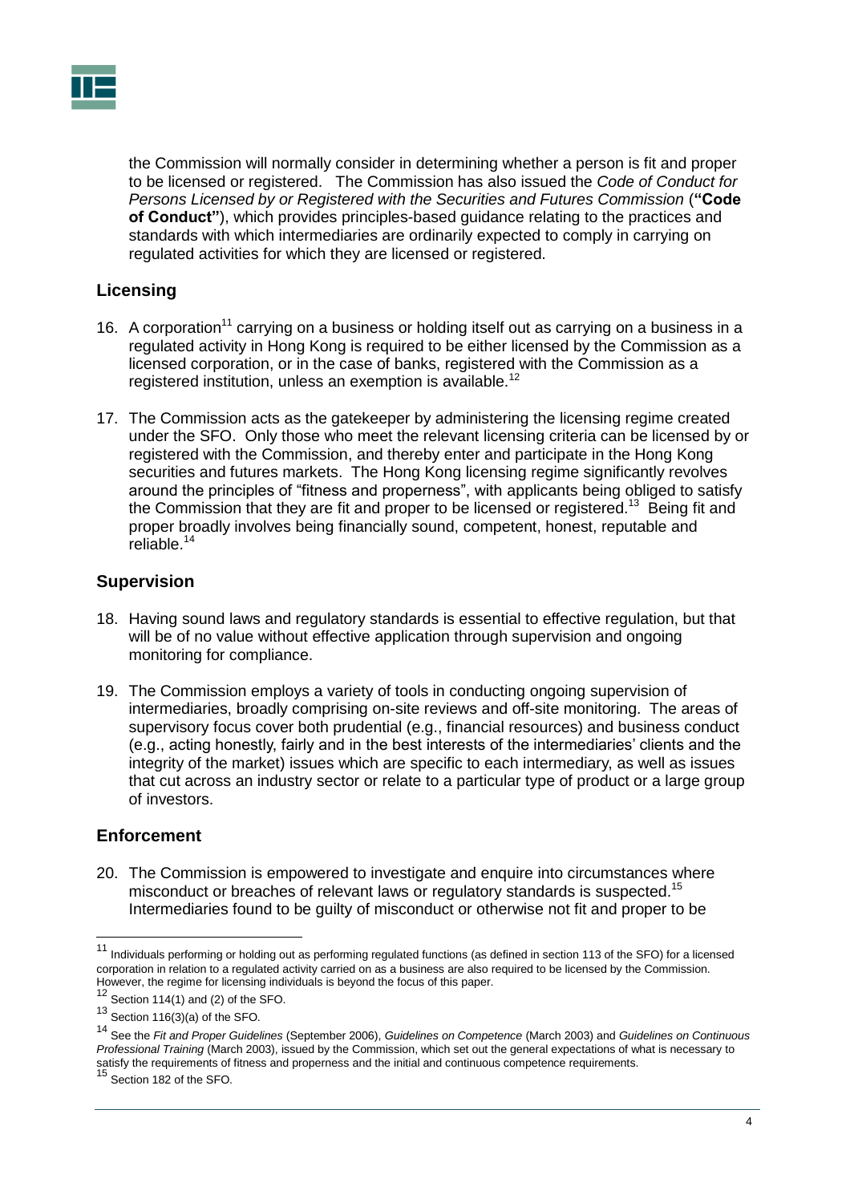the Commission will normally consider in determining whether a person is fit and proper to be licensed or registered. The Commission has also issued the *Code of Conduct for Persons Licensed by or Registered with the Securities and Futures Commission* (**"Code of Conduct"**), which provides principles-based guidance relating to the practices and standards with which intermediaries are ordinarily expected to comply in carrying on regulated activities for which they are licensed or registered.

## Licensing

16. A corporation[11] carrying on a business or holding itself out as carrying on a business in a regulated activity in Hong Kong is required to be either licensed by the Commission as a licensed corporation, or in the case of banks, registered with the Commission as a registered institution, unless an exemption is available.[12]

17. The Commission acts as the gatekeeper by administering the licensing regime created under the SFO. Only those who meet the relevant licensing criteria can be licensed by or registered with the Commission, and thereby enter and participate in the Hong Kong securities and futures markets. The Hong Kong licensing regime significantly revolves around the principles of "fitness and properness", with applicants being obliged to satisfy the Commission that they are fit and proper to be licensed or registered.[13] Being fit and proper broadly involves being financially sound, competent, honest, reputable and reliable.[14]

## Supervision

18. Having sound laws and regulatory standards is essential to effective regulation, but that will be of no value without effective application through supervision and ongoing monitoring for compliance.

19. The Commission employs a variety of tools in conducting ongoing supervision of intermediaries, broadly comprising on-site reviews and off-site monitoring. The areas of supervisory focus cover both prudential (e.g., financial resources) and business conduct (e.g., acting honestly, fairly and in the best interests of the intermediaries' clients and the integrity of the market) issues which are specific to each intermediary, as well as issues that cut across an industry sector or relate to a particular type of product or a large group of investors.

## Enforcement

20. The Commission is empowered to investigate and enquire into circumstances where misconduct or breaches of relevant laws or regulatory standards is suspected.[15] Intermediaries found to be guilty of misconduct or otherwise not fit and proper to be

---

[11] Individuals performing or holding out as performing regulated functions (as defined in section 113 of the SFO) for a licensed corporation in relation to a regulated activity carried on as a business are also required to be licensed by the Commission. However, the regime for licensing individuals is beyond the focus of this paper.

[12] Section 114(1) and (2) of the SFO.

[13] Section 116(3)(a) of the SFO.

[14] See the *Fit and Proper Guidelines* (September 2006), *Guidelines on Competence* (March 2003) and *Guidelines on Continuous Professional Training* (March 2003), issued by the Commission, which set out the general expectations of what is necessary to satisfy the requirements of fitness and properness and the initial and continuous competence requirements.

[15] Section 182 of the SFO.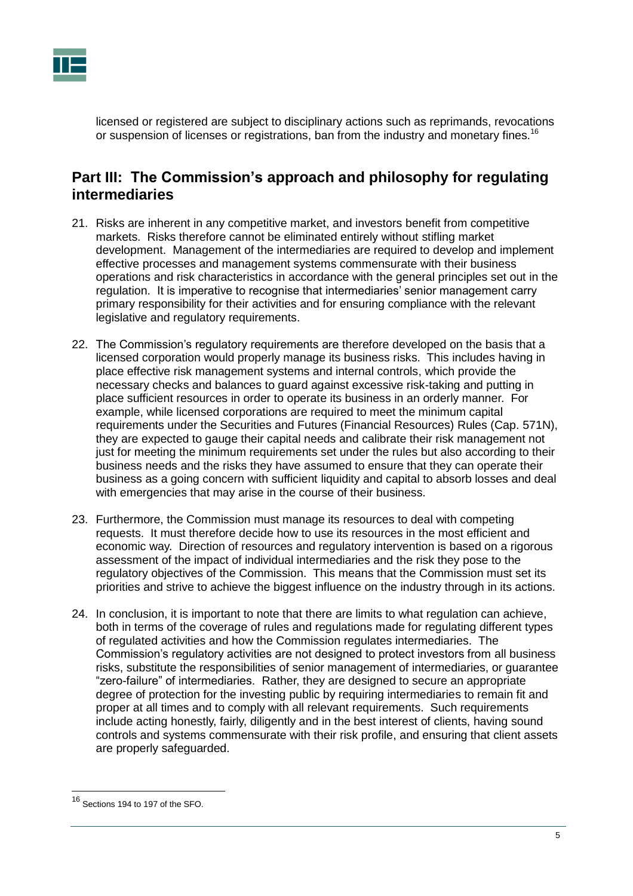licensed or registered are subject to disciplinary actions such as reprimands, revocations or suspension of licenses or registrations, ban from the industry and monetary fines.[16]

## Part III: The Commission's approach and philosophy for regulating intermediaries

21. Risks are inherent in any competitive market, and investors benefit from competitive markets. Risks therefore cannot be eliminated entirely without stifling market development. Management of the intermediaries are required to develop and implement effective processes and management systems commensurate with their business operations and risk characteristics in accordance with the general principles set out in the regulation. It is imperative to recognise that intermediaries' senior management carry primary responsibility for their activities and for ensuring compliance with the relevant legislative and regulatory requirements.

22. The Commission's regulatory requirements are therefore developed on the basis that a licensed corporation would properly manage its business risks. This includes having in place effective risk management systems and internal controls, which provide the necessary checks and balances to guard against excessive risk-taking and putting in place sufficient resources in order to operate its business in an orderly manner. For example, while licensed corporations are required to meet the minimum capital requirements under the Securities and Futures (Financial Resources) Rules (Cap. 571N), they are expected to gauge their capital needs and calibrate their risk management not just for meeting the minimum requirements set under the rules but also according to their business needs and the risks they have assumed to ensure that they can operate their business as a going concern with sufficient liquidity and capital to absorb losses and deal with emergencies that may arise in the course of their business.

23. Furthermore, the Commission must manage its resources to deal with competing requests. It must therefore decide how to use its resources in the most efficient and economic way. Direction of resources and regulatory intervention is based on a rigorous assessment of the impact of individual intermediaries and the risk they pose to the regulatory objectives of the Commission. This means that the Commission must set its priorities and strive to achieve the biggest influence on the industry through in its actions.

24. In conclusion, it is important to note that there are limits to what regulation can achieve, both in terms of the coverage of rules and regulations made for regulating different types of regulated activities and how the Commission regulates intermediaries. The Commission's regulatory activities are not designed to protect investors from all business risks, substitute the responsibilities of senior management of intermediaries, or guarantee "zero-failure" of intermediaries. Rather, they are designed to secure an appropriate degree of protection for the investing public by requiring intermediaries to remain fit and proper at all times and to comply with all relevant requirements. Such requirements include acting honestly, fairly, diligently and in the best interest of clients, having sound controls and systems commensurate with their risk profile, and ensuring that client assets are properly safeguarded.

---

[16] Sections 194 to 197 of the SFO.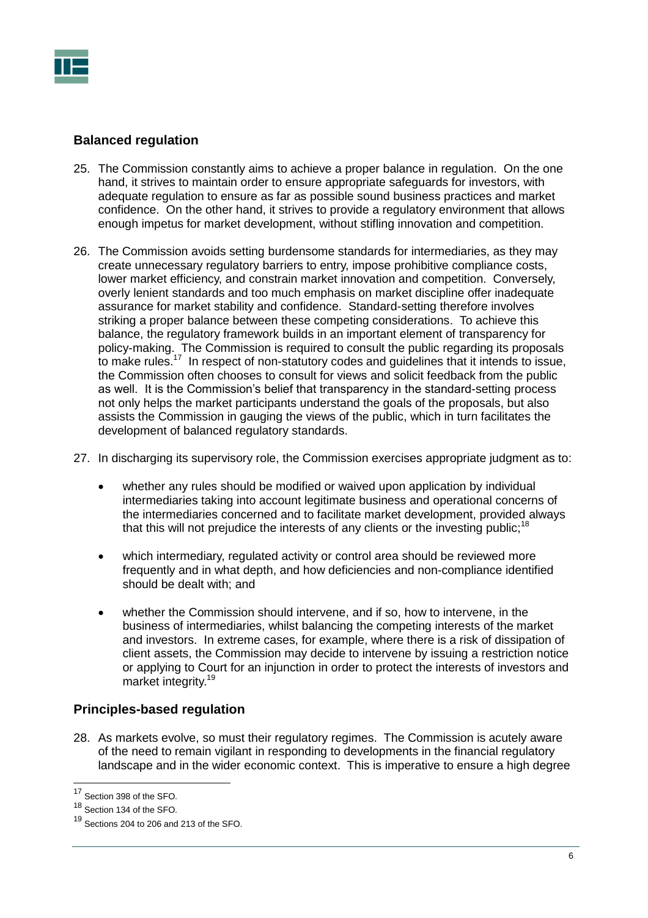## Balanced regulation

25. The Commission constantly aims to achieve a proper balance in regulation. On the one hand, it strives to maintain order to ensure appropriate safeguards for investors, with adequate regulation to ensure as far as possible sound business practices and market confidence. On the other hand, it strives to provide a regulatory environment that allows enough impetus for market development, without stifling innovation and competition.

26. The Commission avoids setting burdensome standards for intermediaries, as they may create unnecessary regulatory barriers to entry, impose prohibitive compliance costs, lower market efficiency, and constrain market innovation and competition. Conversely, overly lenient standards and too much emphasis on market discipline offer inadequate assurance for market stability and confidence. Standard-setting therefore involves striking a proper balance between these competing considerations. To achieve this balance, the regulatory framework builds in an important element of transparency for policy-making. The Commission is required to consult the public regarding its proposals to make rules.[17] In respect of non-statutory codes and guidelines that it intends to issue, the Commission often chooses to consult for views and solicit feedback from the public as well. It is the Commission's belief that transparency in the standard-setting process not only helps the market participants understand the goals of the proposals, but also assists the Commission in gauging the views of the public, which in turn facilitates the development of balanced regulatory standards.

27. In discharging its supervisory role, the Commission exercises appropriate judgment as to:

   - whether any rules should be modified or waived upon application by individual intermediaries taking into account legitimate business and operational concerns of the intermediaries concerned and to facilitate market development, provided always that this will not prejudice the interests of any clients or the investing public;[18]

   - which intermediary, regulated activity or control area should be reviewed more frequently and in what depth, and how deficiencies and non-compliance identified should be dealt with; and

   - whether the Commission should intervene, and if so, how to intervene, in the business of intermediaries, whilst balancing the competing interests of the market and investors. In extreme cases, for example, where there is a risk of dissipation of client assets, the Commission may decide to intervene by issuing a restriction notice or applying to Court for an injunction in order to protect the interests of investors and market integrity.[19]

## Principles-based regulation

28. As markets evolve, so must their regulatory regimes. The Commission is acutely aware of the need to remain vigilant in responding to developments in the financial regulatory landscape and in the wider economic context. This is imperative to ensure a high degree

---

[17] Section 398 of the SFO.

[18] Section 134 of the SFO.

[19] Sections 204 to 206 and 213 of the SFO.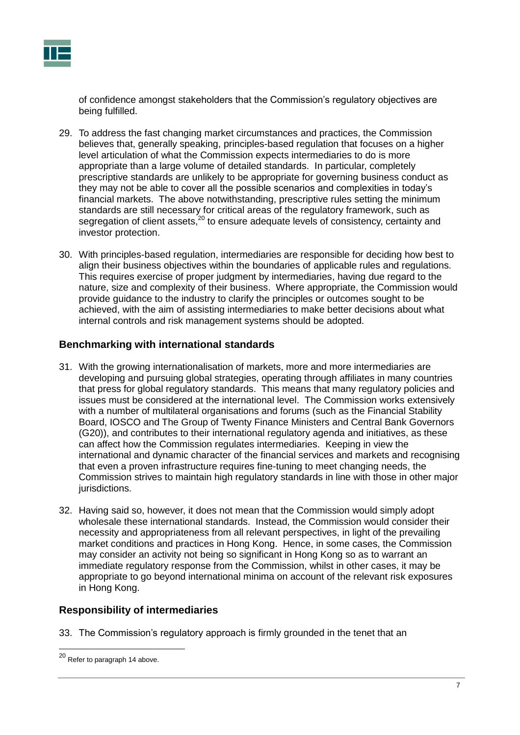of confidence amongst stakeholders that the Commission's regulatory objectives are being fulfilled.

29. To address the fast changing market circumstances and practices, the Commission believes that, generally speaking, principles-based regulation that focuses on a higher level articulation of what the Commission expects intermediaries to do is more appropriate than a large volume of detailed standards. In particular, completely prescriptive standards are unlikely to be appropriate for governing business conduct as they may not be able to cover all the possible scenarios and complexities in today's financial markets. The above notwithstanding, prescriptive rules setting the minimum standards are still necessary for critical areas of the regulatory framework, such as segregation of client assets,[20] to ensure adequate levels of consistency, certainty and investor protection.

30. With principles-based regulation, intermediaries are responsible for deciding how best to align their business objectives within the boundaries of applicable rules and regulations. This requires exercise of proper judgment by intermediaries, having due regard to the nature, size and complexity of their business. Where appropriate, the Commission would provide guidance to the industry to clarify the principles or outcomes sought to be achieved, with the aim of assisting intermediaries to make better decisions about what internal controls and risk management systems should be adopted.

## Benchmarking with international standards

31. With the growing internationalisation of markets, more and more intermediaries are developing and pursuing global strategies, operating through affiliates in many countries that press for global regulatory standards. This means that many regulatory policies and issues must be considered at the international level. The Commission works extensively with a number of multilateral organisations and forums (such as the Financial Stability Board, IOSCO and The Group of Twenty Finance Ministers and Central Bank Governors (G20)), and contributes to their international regulatory agenda and initiatives, as these can affect how the Commission regulates intermediaries. Keeping in view the international and dynamic character of the financial services and markets and recognising that even a proven infrastructure requires fine-tuning to meet changing needs, the Commission strives to maintain high regulatory standards in line with those in other major jurisdictions.

32. Having said so, however, it does not mean that the Commission would simply adopt wholesale these international standards. Instead, the Commission would consider their necessity and appropriateness from all relevant perspectives, in light of the prevailing market conditions and practices in Hong Kong. Hence, in some cases, the Commission may consider an activity not being so significant in Hong Kong so as to warrant an immediate regulatory response from the Commission, whilst in other cases, it may be appropriate to go beyond international minima on account of the relevant risk exposures in Hong Kong.

## Responsibility of intermediaries

33. The Commission's regulatory approach is firmly grounded in the tenet that an

---

[20] Refer to paragraph 14 above.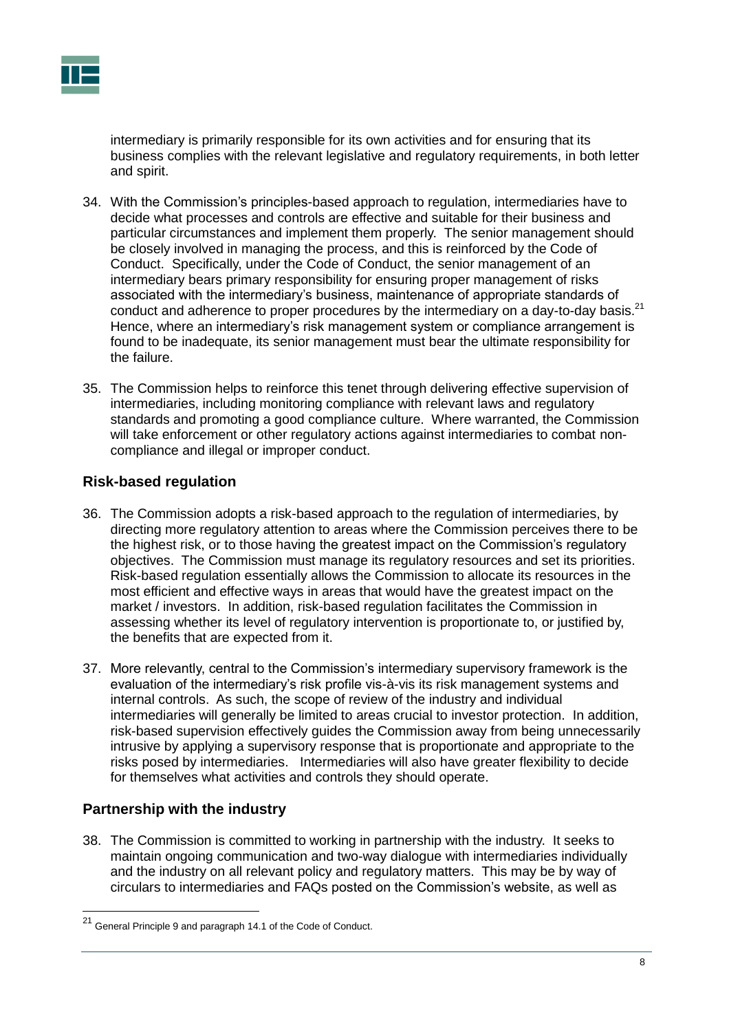intermediary is primarily responsible for its own activities and for ensuring that its business complies with the relevant legislative and regulatory requirements, in both letter and spirit.

34. With the Commission's principles-based approach to regulation, intermediaries have to decide what processes and controls are effective and suitable for their business and particular circumstances and implement them properly. The senior management should be closely involved in managing the process, and this is reinforced by the Code of Conduct. Specifically, under the Code of Conduct, the senior management of an intermediary bears primary responsibility for ensuring proper management of risks associated with the intermediary's business, maintenance of appropriate standards of conduct and adherence to proper procedures by the intermediary on a day-to-day basis.[21] Hence, where an intermediary's risk management system or compliance arrangement is found to be inadequate, its senior management must bear the ultimate responsibility for the failure.

35. The Commission helps to reinforce this tenet through delivering effective supervision of intermediaries, including monitoring compliance with relevant laws and regulatory standards and promoting a good compliance culture. Where warranted, the Commission will take enforcement or other regulatory actions against intermediaries to combat non-compliance and illegal or improper conduct.

## Risk-based regulation

36. The Commission adopts a risk-based approach to the regulation of intermediaries, by directing more regulatory attention to areas where the Commission perceives there to be the highest risk, or to those having the greatest impact on the Commission's regulatory objectives. The Commission must manage its regulatory resources and set its priorities. Risk-based regulation essentially allows the Commission to allocate its resources in the most efficient and effective ways in areas that would have the greatest impact on the market / investors. In addition, risk-based regulation facilitates the Commission in assessing whether its level of regulatory intervention is proportionate to, or justified by, the benefits that are expected from it.

37. More relevantly, central to the Commission's intermediary supervisory framework is the evaluation of the intermediary's risk profile vis-à-vis its risk management systems and internal controls. As such, the scope of review of the industry and individual intermediaries will generally be limited to areas crucial to investor protection. In addition, risk-based supervision effectively guides the Commission away from being unnecessarily intrusive by applying a supervisory response that is proportionate and appropriate to the risks posed by intermediaries. Intermediaries will also have greater flexibility to decide for themselves what activities and controls they should operate.

## Partnership with the industry

38. The Commission is committed to working in partnership with the industry. It seeks to maintain ongoing communication and two-way dialogue with intermediaries individually and the industry on all relevant policy and regulatory matters. This may be by way of circulars to intermediaries and FAQs posted on the Commission's website, as well as

---

[21] General Principle 9 and paragraph 14.1 of the Code of Conduct.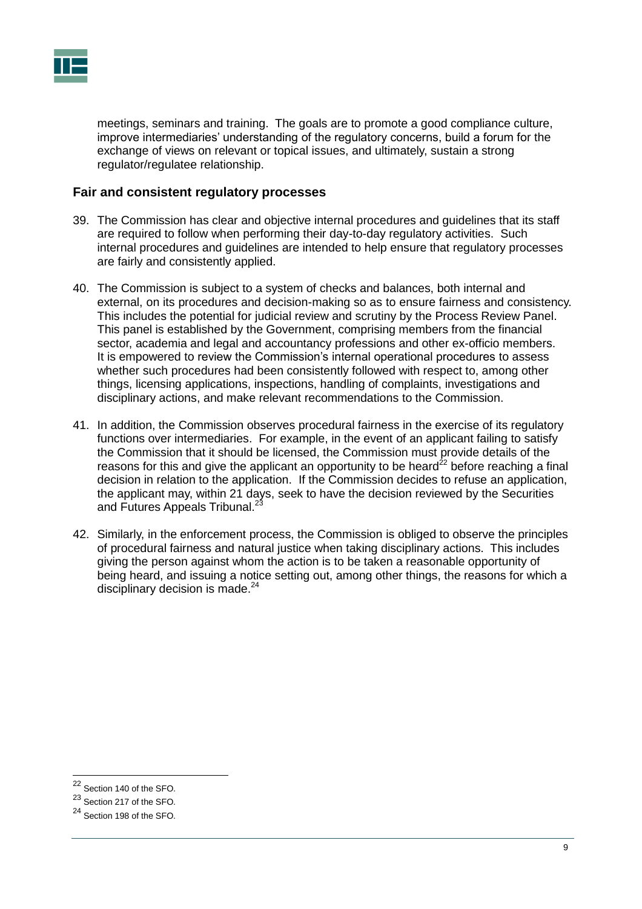meetings, seminars and training. The goals are to promote a good compliance culture, improve intermediaries' understanding of the regulatory concerns, build a forum for the exchange of views on relevant or topical issues, and ultimately, sustain a strong regulator/regulatee relationship.

### Fair and consistent regulatory processes

39. The Commission has clear and objective internal procedures and guidelines that its staff are required to follow when performing their day-to-day regulatory activities. Such internal procedures and guidelines are intended to help ensure that regulatory processes are fairly and consistently applied.

40. The Commission is subject to a system of checks and balances, both internal and external, on its procedures and decision-making so as to ensure fairness and consistency. This includes the potential for judicial review and scrutiny by the Process Review Panel. This panel is established by the Government, comprising members from the financial sector, academia and legal and accountancy professions and other ex-officio members. It is empowered to review the Commission's internal operational procedures to assess whether such procedures had been consistently followed with respect to, among other things, licensing applications, inspections, handling of complaints, investigations and disciplinary actions, and make relevant recommendations to the Commission.

41. In addition, the Commission observes procedural fairness in the exercise of its regulatory functions over intermediaries. For example, in the event of an applicant failing to satisfy the Commission that it should be licensed, the Commission must provide details of the reasons for this and give the applicant an opportunity to be heard[22] before reaching a final decision in relation to the application. If the Commission decides to refuse an application, the applicant may, within 21 days, seek to have the decision reviewed by the Securities and Futures Appeals Tribunal.[23]

42. Similarly, in the enforcement process, the Commission is obliged to observe the principles of procedural fairness and natural justice when taking disciplinary actions. This includes giving the person against whom the action is to be taken a reasonable opportunity of being heard, and issuing a notice setting out, among other things, the reasons for which a disciplinary decision is made.[24]

---

[22] Section 140 of the SFO.

[23] Section 217 of the SFO.

[24] Section 198 of the SFO.